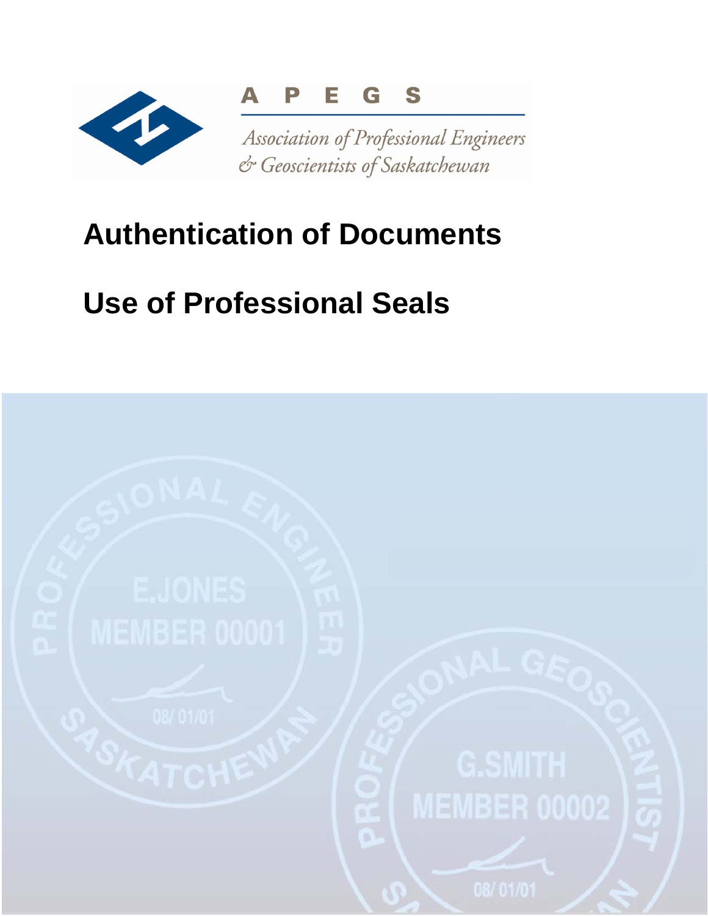A P E G S

Association of Professional Engineers & Geoscientists of Saskatchewan

# Authentication of Documents

# Use of Professional Seals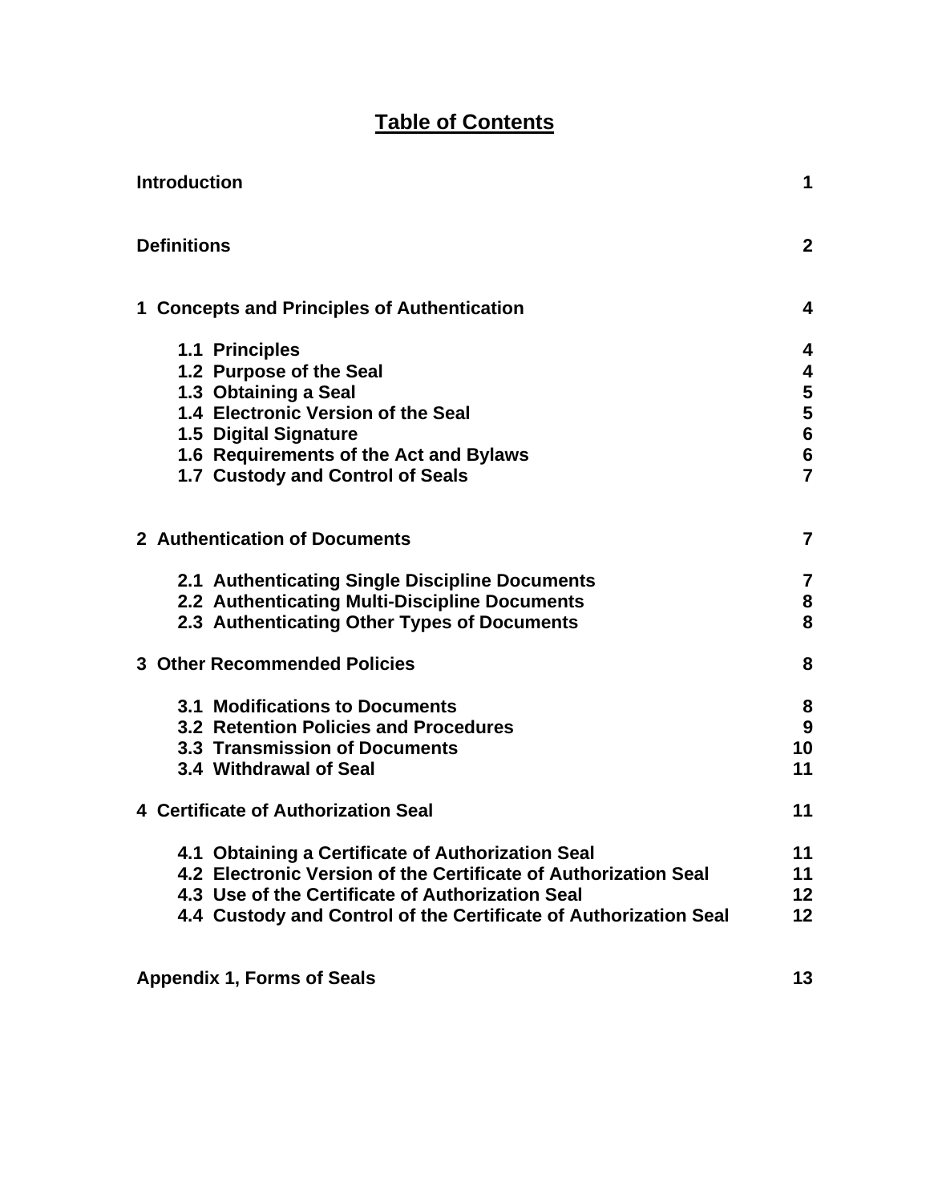# Table of Contents

| | |
|---|---|
| **Introduction** | **1** |
| **Definitions** | **2** |
| **1 Concepts and Principles of Authentication** | **4** |
| 1.1 Principles | 4 |
| 1.2 Purpose of the Seal | 4 |
| 1.3 Obtaining a Seal | 5 |
| 1.4 Electronic Version of the Seal | 5 |
| 1.5 Digital Signature | 6 |
| 1.6 Requirements of the Act and Bylaws | 6 |
| 1.7 Custody and Control of Seals | 7 |
| **2 Authentication of Documents** | **7** |
| 2.1 Authenticating Single Discipline Documents | 7 |
| 2.2 Authenticating Multi-Discipline Documents | 8 |
| 2.3 Authenticating Other Types of Documents | 8 |
| **3 Other Recommended Policies** | **8** |
| 3.1 Modifications to Documents | 8 |
| 3.2 Retention Policies and Procedures | 9 |
| 3.3 Transmission of Documents | 10 |
| 3.4 Withdrawal of Seal | 11 |
| **4 Certificate of Authorization Seal** | **11** |
| 4.1 Obtaining a Certificate of Authorization Seal | 11 |
| 4.2 Electronic Version of the Certificate of Authorization Seal | 11 |
| 4.3 Use of the Certificate of Authorization Seal | 12 |
| 4.4 Custody and Control of the Certificate of Authorization Seal | 12 |
| **Appendix 1, Forms of Seals** | **13** |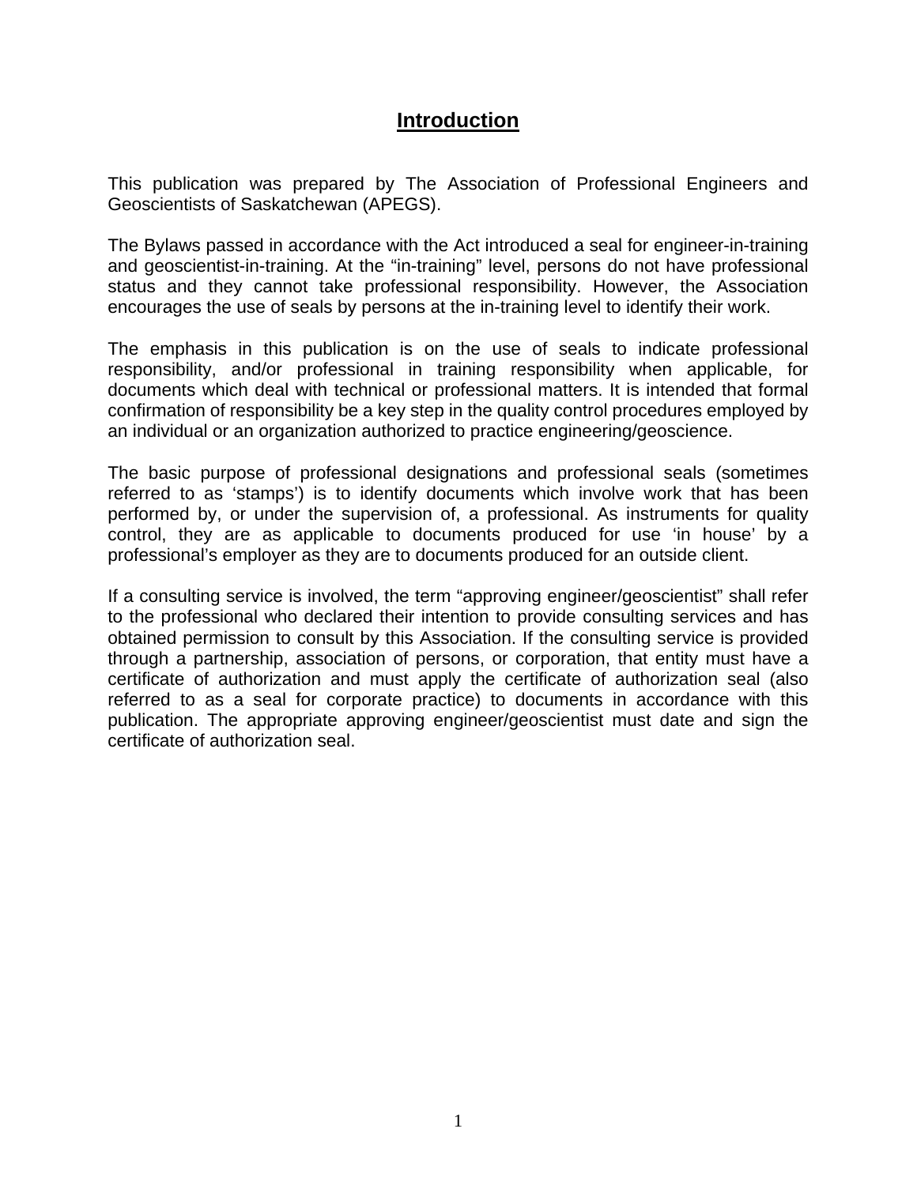# Introduction

This publication was prepared by The Association of Professional Engineers and Geoscientists of Saskatchewan (APEGS).

The Bylaws passed in accordance with the Act introduced a seal for engineer-in-training and geoscientist-in-training. At the "in-training" level, persons do not have professional status and they cannot take professional responsibility. However, the Association encourages the use of seals by persons at the in-training level to identify their work.

The emphasis in this publication is on the use of seals to indicate professional responsibility, and/or professional in training responsibility when applicable, for documents which deal with technical or professional matters. It is intended that formal confirmation of responsibility be a key step in the quality control procedures employed by an individual or an organization authorized to practice engineering/geoscience.

The basic purpose of professional designations and professional seals (sometimes referred to as 'stamps') is to identify documents which involve work that has been performed by, or under the supervision of, a professional. As instruments for quality control, they are as applicable to documents produced for use 'in house' by a professional's employer as they are to documents produced for an outside client.

If a consulting service is involved, the term "approving engineer/geoscientist" shall refer to the professional who declared their intention to provide consulting services and has obtained permission to consult by this Association. If the consulting service is provided through a partnership, association of persons, or corporation, that entity must have a certificate of authorization and must apply the certificate of authorization seal (also referred to as a seal for corporate practice) to documents in accordance with this publication. The appropriate approving engineer/geoscientist must date and sign the certificate of authorization seal.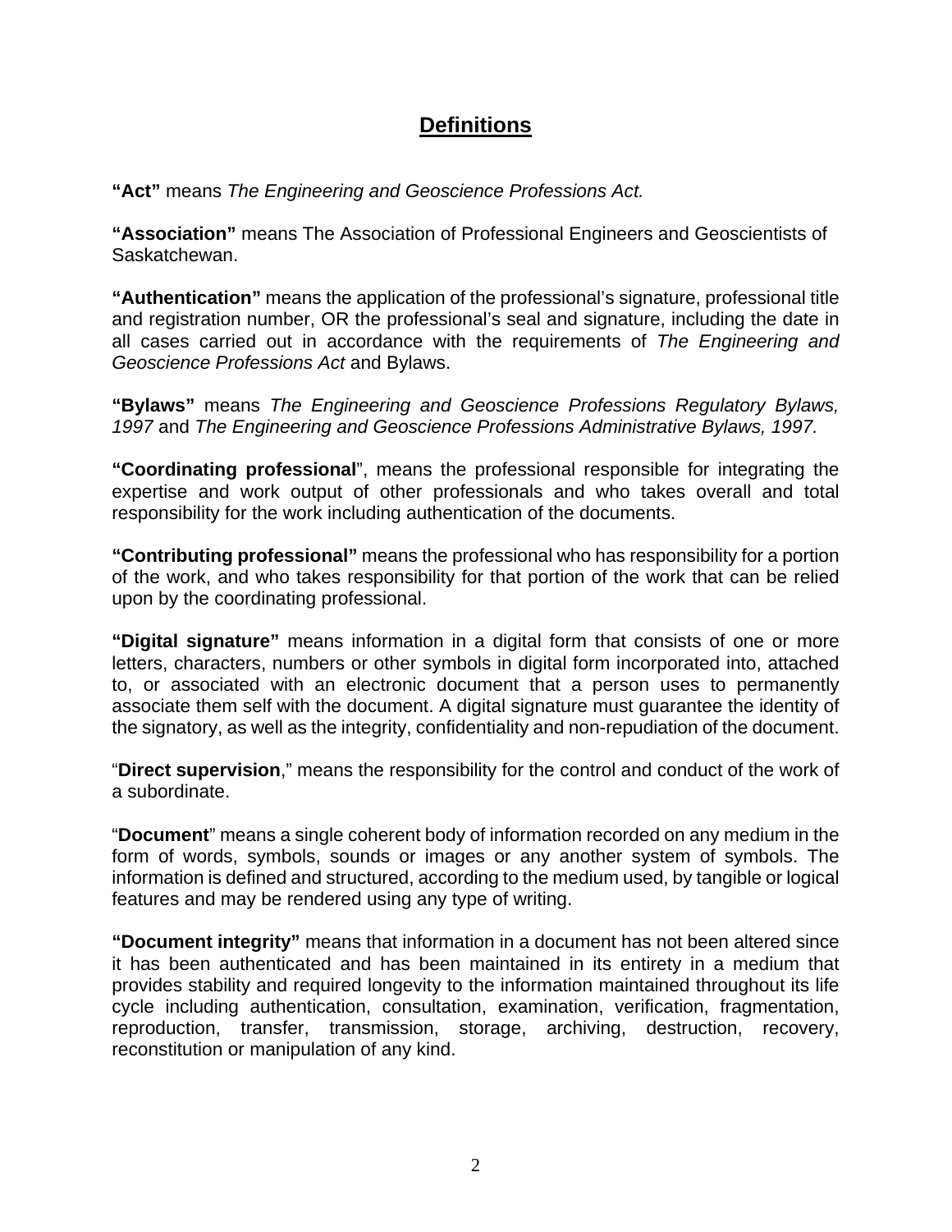## Definitions

**"Act"** means *The Engineering and Geoscience Professions Act.*

**"Association"** means The Association of Professional Engineers and Geoscientists of Saskatchewan.

**"Authentication"** means the application of the professional's signature, professional title and registration number, OR the professional's seal and signature, including the date in all cases carried out in accordance with the requirements of *The Engineering and Geoscience Professions Act* and Bylaws.

**"Bylaws"** means *The Engineering and Geoscience Professions Regulatory Bylaws, 1997* and *The Engineering and Geoscience Professions Administrative Bylaws, 1997.*

**"Coordinating professional**", means the professional responsible for integrating the expertise and work output of other professionals and who takes overall and total responsibility for the work including authentication of the documents.

**"Contributing professional"** means the professional who has responsibility for a portion of the work, and who takes responsibility for that portion of the work that can be relied upon by the coordinating professional.

**"Digital signature"** means information in a digital form that consists of one or more letters, characters, numbers or other symbols in digital form incorporated into, attached to, or associated with an electronic document that a person uses to permanently associate them self with the document. A digital signature must guarantee the identity of the signatory, as well as the integrity, confidentiality and non-repudiation of the document.

"**Direct supervision**," means the responsibility for the control and conduct of the work of a subordinate.

"**Document**" means a single coherent body of information recorded on any medium in the form of words, symbols, sounds or images or any another system of symbols. The information is defined and structured, according to the medium used, by tangible or logical features and may be rendered using any type of writing.

**"Document integrity"** means that information in a document has not been altered since it has been authenticated and has been maintained in its entirety in a medium that provides stability and required longevity to the information maintained throughout its life cycle including authentication, consultation, examination, verification, fragmentation, reproduction, transfer, transmission, storage, archiving, destruction, recovery, reconstitution or manipulation of any kind.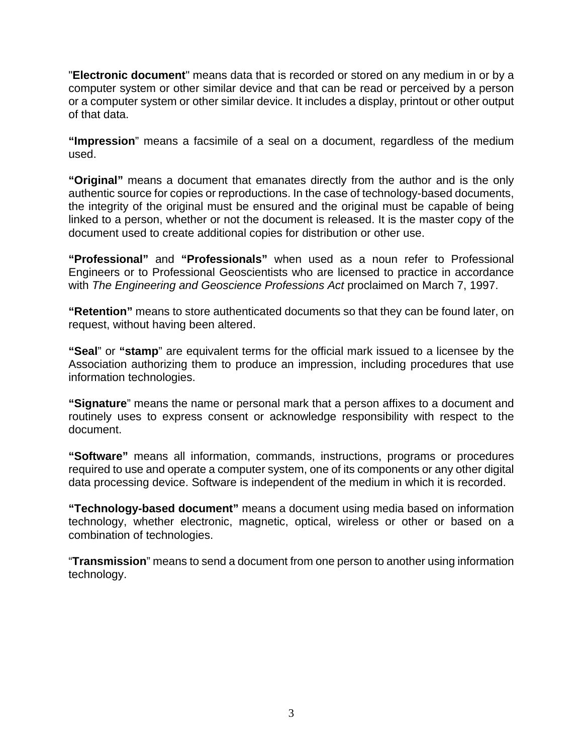"**Electronic document**" means data that is recorded or stored on any medium in or by a computer system or other similar device and that can be read or perceived by a person or a computer system or other similar device. It includes a display, printout or other output of that data.

**"Impression**" means a facsimile of a seal on a document, regardless of the medium used.

**"Original"** means a document that emanates directly from the author and is the only authentic source for copies or reproductions. In the case of technology-based documents, the integrity of the original must be ensured and the original must be capable of being linked to a person, whether or not the document is released. It is the master copy of the document used to create additional copies for distribution or other use.

**"Professional"** and **"Professionals"** when used as a noun refer to Professional Engineers or to Professional Geoscientists who are licensed to practice in accordance with *The Engineering and Geoscience Professions Act* proclaimed on March 7, 1997.

**"Retention"** means to store authenticated documents so that they can be found later, on request, without having been altered.

**"Seal**" or **"stamp**" are equivalent terms for the official mark issued to a licensee by the Association authorizing them to produce an impression, including procedures that use information technologies.

**"Signature**" means the name or personal mark that a person affixes to a document and routinely uses to express consent or acknowledge responsibility with respect to the document.

**"Software"** means all information, commands, instructions, programs or procedures required to use and operate a computer system, one of its components or any other digital data processing device. Software is independent of the medium in which it is recorded.

**"Technology-based document"** means a document using media based on information technology, whether electronic, magnetic, optical, wireless or other or based on a combination of technologies.

"**Transmission**" means to send a document from one person to another using information technology.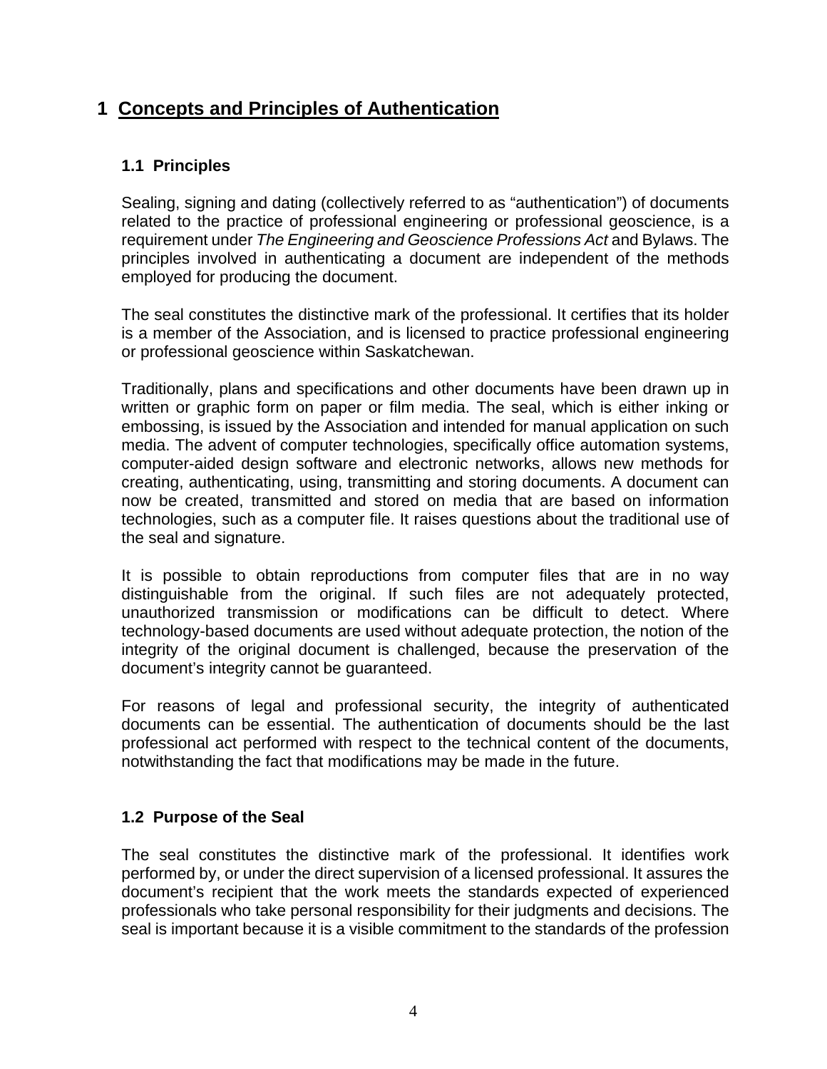# 1 Concepts and Principles of Authentication

## 1.1 Principles

Sealing, signing and dating (collectively referred to as "authentication") of documents related to the practice of professional engineering or professional geoscience, is a requirement under *The Engineering and Geoscience Professions Act* and Bylaws. The principles involved in authenticating a document are independent of the methods employed for producing the document.

The seal constitutes the distinctive mark of the professional. It certifies that its holder is a member of the Association, and is licensed to practice professional engineering or professional geoscience within Saskatchewan.

Traditionally, plans and specifications and other documents have been drawn up in written or graphic form on paper or film media. The seal, which is either inking or embossing, is issued by the Association and intended for manual application on such media. The advent of computer technologies, specifically office automation systems, computer-aided design software and electronic networks, allows new methods for creating, authenticating, using, transmitting and storing documents. A document can now be created, transmitted and stored on media that are based on information technologies, such as a computer file. It raises questions about the traditional use of the seal and signature.

It is possible to obtain reproductions from computer files that are in no way distinguishable from the original. If such files are not adequately protected, unauthorized transmission or modifications can be difficult to detect. Where technology-based documents are used without adequate protection, the notion of the integrity of the original document is challenged, because the preservation of the document's integrity cannot be guaranteed.

For reasons of legal and professional security, the integrity of authenticated documents can be essential. The authentication of documents should be the last professional act performed with respect to the technical content of the documents, notwithstanding the fact that modifications may be made in the future.

## 1.2 Purpose of the Seal

The seal constitutes the distinctive mark of the professional. It identifies work performed by, or under the direct supervision of a licensed professional. It assures the document's recipient that the work meets the standards expected of experienced professionals who take personal responsibility for their judgments and decisions. The seal is important because it is a visible commitment to the standards of the profession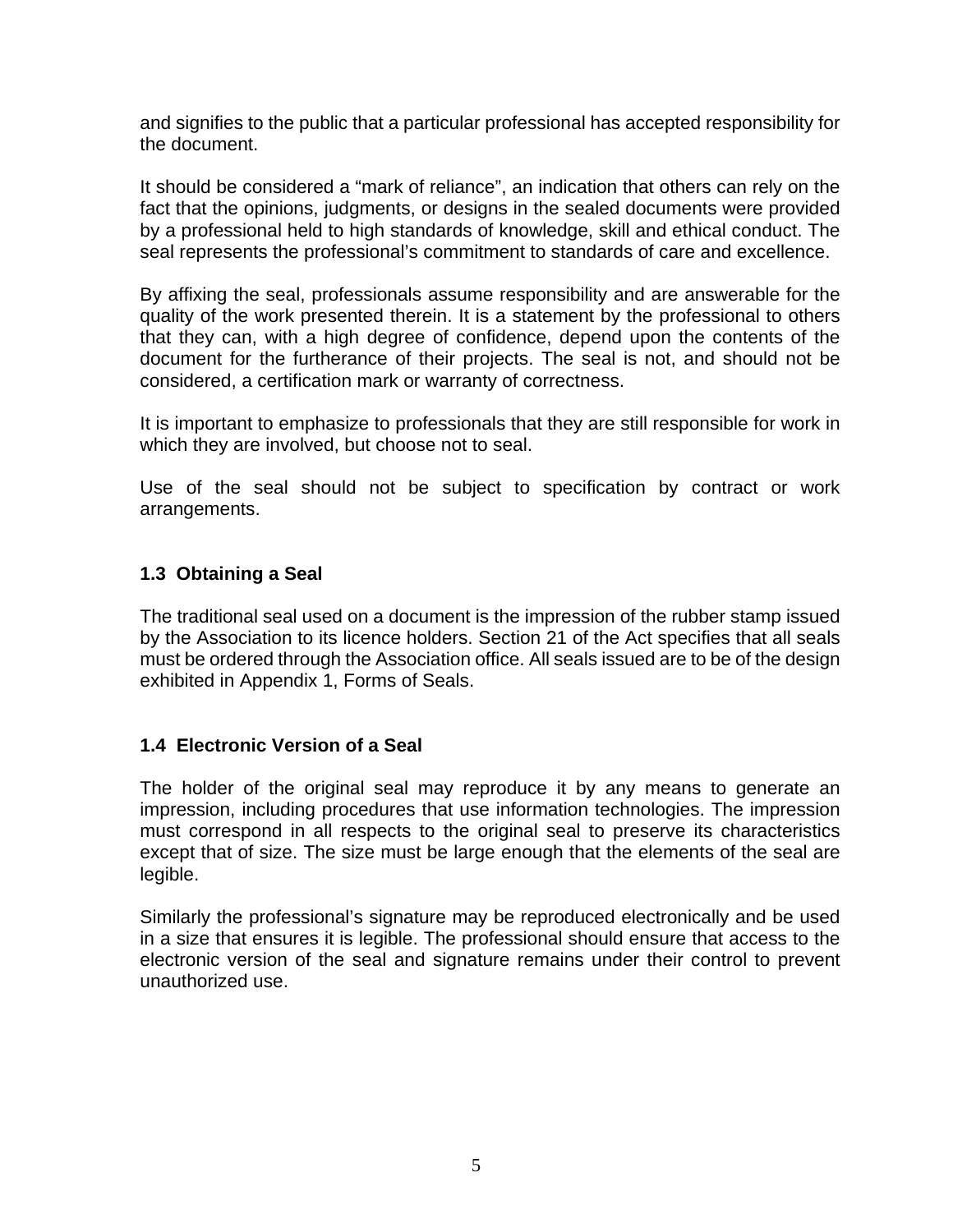and signifies to the public that a particular professional has accepted responsibility for the document.

It should be considered a "mark of reliance", an indication that others can rely on the fact that the opinions, judgments, or designs in the sealed documents were provided by a professional held to high standards of knowledge, skill and ethical conduct. The seal represents the professional's commitment to standards of care and excellence.

By affixing the seal, professionals assume responsibility and are answerable for the quality of the work presented therein. It is a statement by the professional to others that they can, with a high degree of confidence, depend upon the contents of the document for the furtherance of their projects. The seal is not, and should not be considered, a certification mark or warranty of correctness.

It is important to emphasize to professionals that they are still responsible for work in which they are involved, but choose not to seal.

Use of the seal should not be subject to specification by contract or work arrangements.

### 1.3 Obtaining a Seal

The traditional seal used on a document is the impression of the rubber stamp issued by the Association to its licence holders. Section 21 of the Act specifies that all seals must be ordered through the Association office. All seals issued are to be of the design exhibited in Appendix 1, Forms of Seals.

### 1.4 Electronic Version of a Seal

The holder of the original seal may reproduce it by any means to generate an impression, including procedures that use information technologies. The impression must correspond in all respects to the original seal to preserve its characteristics except that of size. The size must be large enough that the elements of the seal are legible.

Similarly the professional's signature may be reproduced electronically and be used in a size that ensures it is legible. The professional should ensure that access to the electronic version of the seal and signature remains under their control to prevent unauthorized use.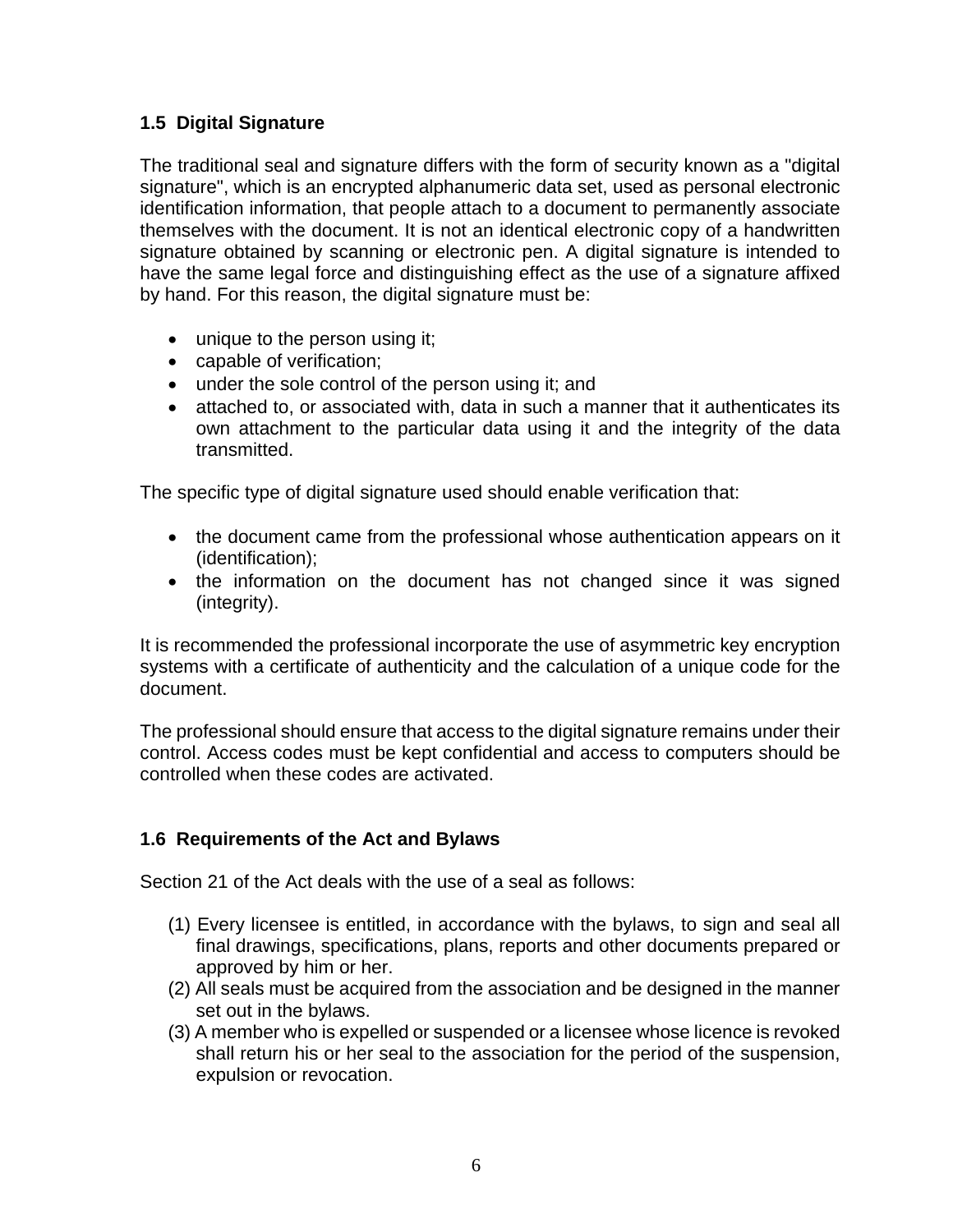### 1.5 Digital Signature

The traditional seal and signature differs with the form of security known as a "digital signature", which is an encrypted alphanumeric data set, used as personal electronic identification information, that people attach to a document to permanently associate themselves with the document. It is not an identical electronic copy of a handwritten signature obtained by scanning or electronic pen. A digital signature is intended to have the same legal force and distinguishing effect as the use of a signature affixed by hand. For this reason, the digital signature must be:

- unique to the person using it;
- capable of verification;
- under the sole control of the person using it; and
- attached to, or associated with, data in such a manner that it authenticates its own attachment to the particular data using it and the integrity of the data transmitted.

The specific type of digital signature used should enable verification that:

- the document came from the professional whose authentication appears on it (identification);
- the information on the document has not changed since it was signed (integrity).

It is recommended the professional incorporate the use of asymmetric key encryption systems with a certificate of authenticity and the calculation of a unique code for the document.

The professional should ensure that access to the digital signature remains under their control. Access codes must be kept confidential and access to computers should be controlled when these codes are activated.

### 1.6 Requirements of the Act and Bylaws

Section 21 of the Act deals with the use of a seal as follows:

(1) Every licensee is entitled, in accordance with the bylaws, to sign and seal all final drawings, specifications, plans, reports and other documents prepared or approved by him or her.
(2) All seals must be acquired from the association and be designed in the manner set out in the bylaws.
(3) A member who is expelled or suspended or a licensee whose licence is revoked shall return his or her seal to the association for the period of the suspension, expulsion or revocation.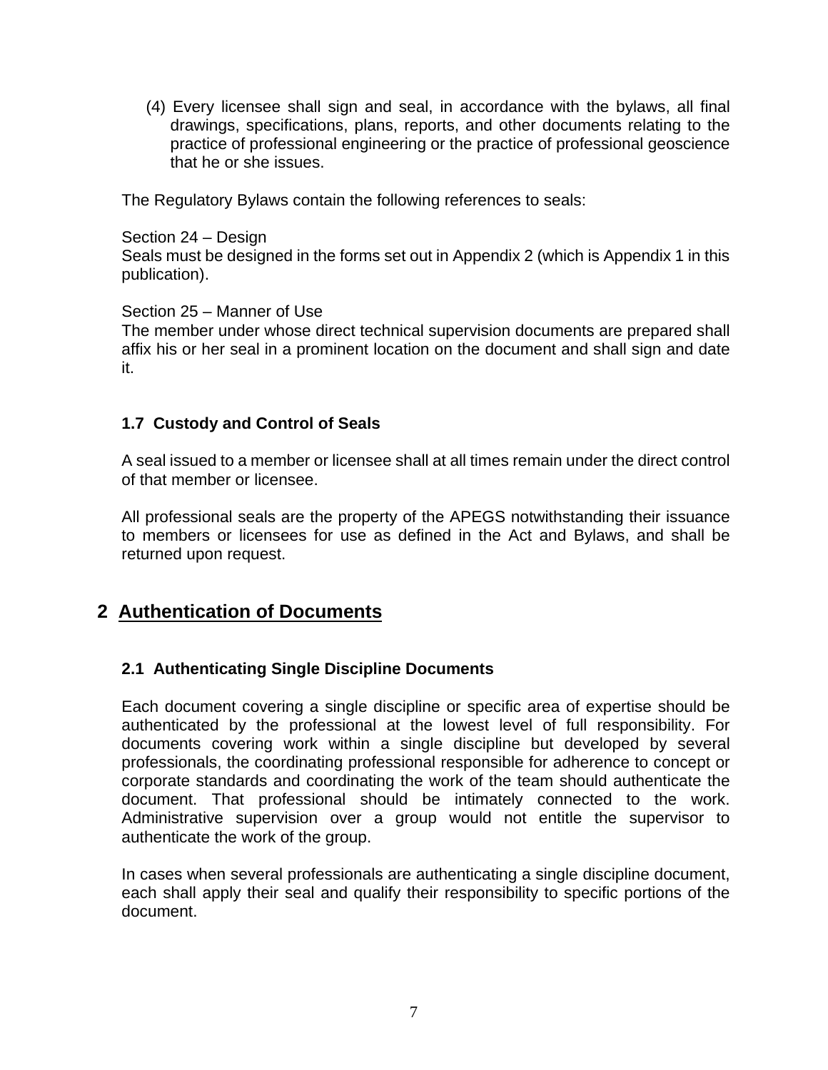(4) Every licensee shall sign and seal, in accordance with the bylaws, all final drawings, specifications, plans, reports, and other documents relating to the practice of professional engineering or the practice of professional geoscience that he or she issues.

The Regulatory Bylaws contain the following references to seals:

Section 24 – Design
Seals must be designed in the forms set out in Appendix 2 (which is Appendix 1 in this publication).

Section 25 – Manner of Use
The member under whose direct technical supervision documents are prepared shall affix his or her seal in a prominent location on the document and shall sign and date it.

### 1.7 Custody and Control of Seals

A seal issued to a member or licensee shall at all times remain under the direct control of that member or licensee.

All professional seals are the property of the APEGS notwithstanding their issuance to members or licensees for use as defined in the Act and Bylaws, and shall be returned upon request.

## 2 Authentication of Documents

### 2.1 Authenticating Single Discipline Documents

Each document covering a single discipline or specific area of expertise should be authenticated by the professional at the lowest level of full responsibility. For documents covering work within a single discipline but developed by several professionals, the coordinating professional responsible for adherence to concept or corporate standards and coordinating the work of the team should authenticate the document. That professional should be intimately connected to the work. Administrative supervision over a group would not entitle the supervisor to authenticate the work of the group.

In cases when several professionals are authenticating a single discipline document, each shall apply their seal and qualify their responsibility to specific portions of the document.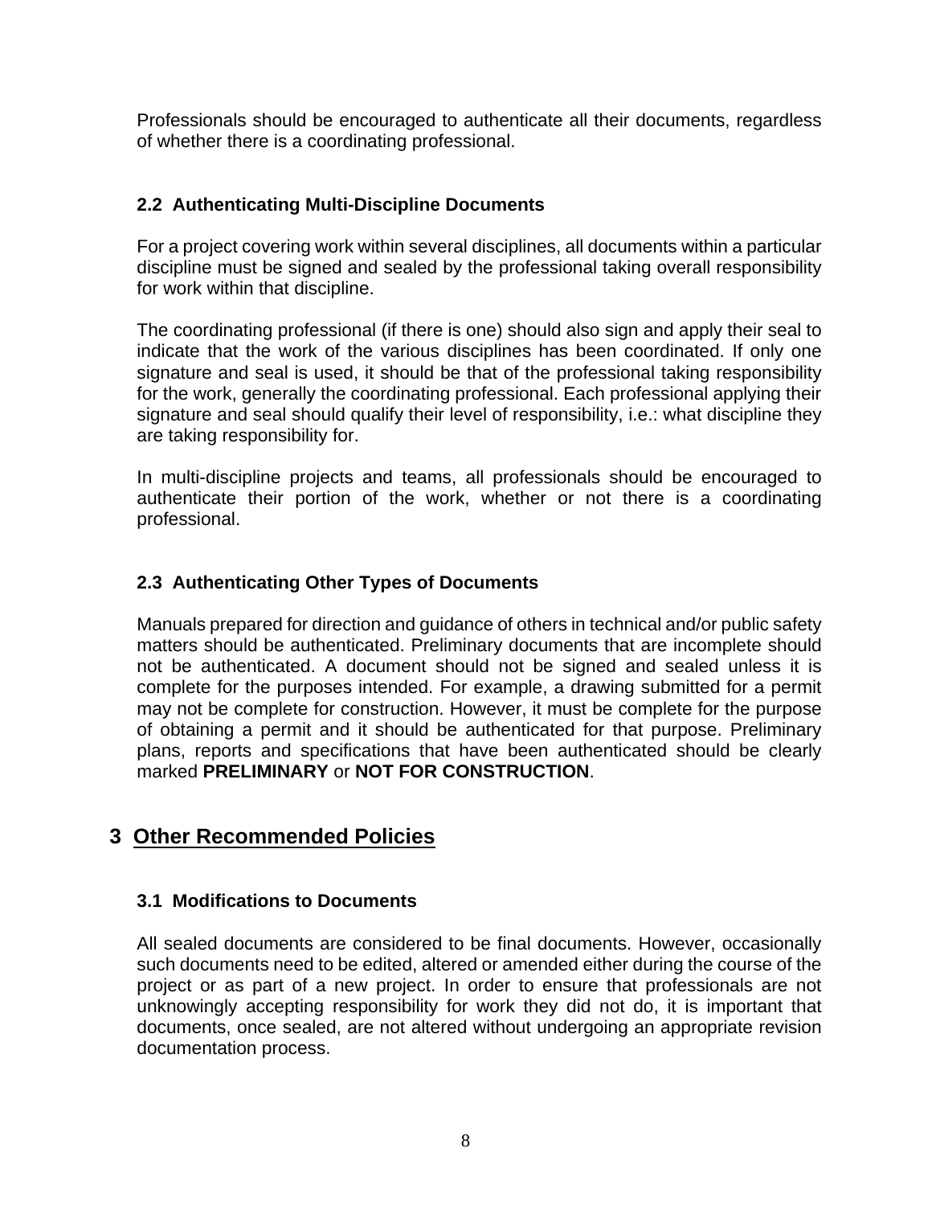Professionals should be encouraged to authenticate all their documents, regardless of whether there is a coordinating professional.

### 2.2 Authenticating Multi-Discipline Documents

For a project covering work within several disciplines, all documents within a particular discipline must be signed and sealed by the professional taking overall responsibility for work within that discipline.

The coordinating professional (if there is one) should also sign and apply their seal to indicate that the work of the various disciplines has been coordinated. If only one signature and seal is used, it should be that of the professional taking responsibility for the work, generally the coordinating professional. Each professional applying their signature and seal should qualify their level of responsibility, i.e.: what discipline they are taking responsibility for.

In multi-discipline projects and teams, all professionals should be encouraged to authenticate their portion of the work, whether or not there is a coordinating professional.

### 2.3 Authenticating Other Types of Documents

Manuals prepared for direction and guidance of others in technical and/or public safety matters should be authenticated. Preliminary documents that are incomplete should not be authenticated. A document should not be signed and sealed unless it is complete for the purposes intended. For example, a drawing submitted for a permit may not be complete for construction. However, it must be complete for the purpose of obtaining a permit and it should be authenticated for that purpose. Preliminary plans, reports and specifications that have been authenticated should be clearly marked **PRELIMINARY** or **NOT FOR CONSTRUCTION**.

## 3 Other Recommended Policies

### 3.1 Modifications to Documents

All sealed documents are considered to be final documents. However, occasionally such documents need to be edited, altered or amended either during the course of the project or as part of a new project. In order to ensure that professionals are not unknowingly accepting responsibility for work they did not do, it is important that documents, once sealed, are not altered without undergoing an appropriate revision documentation process.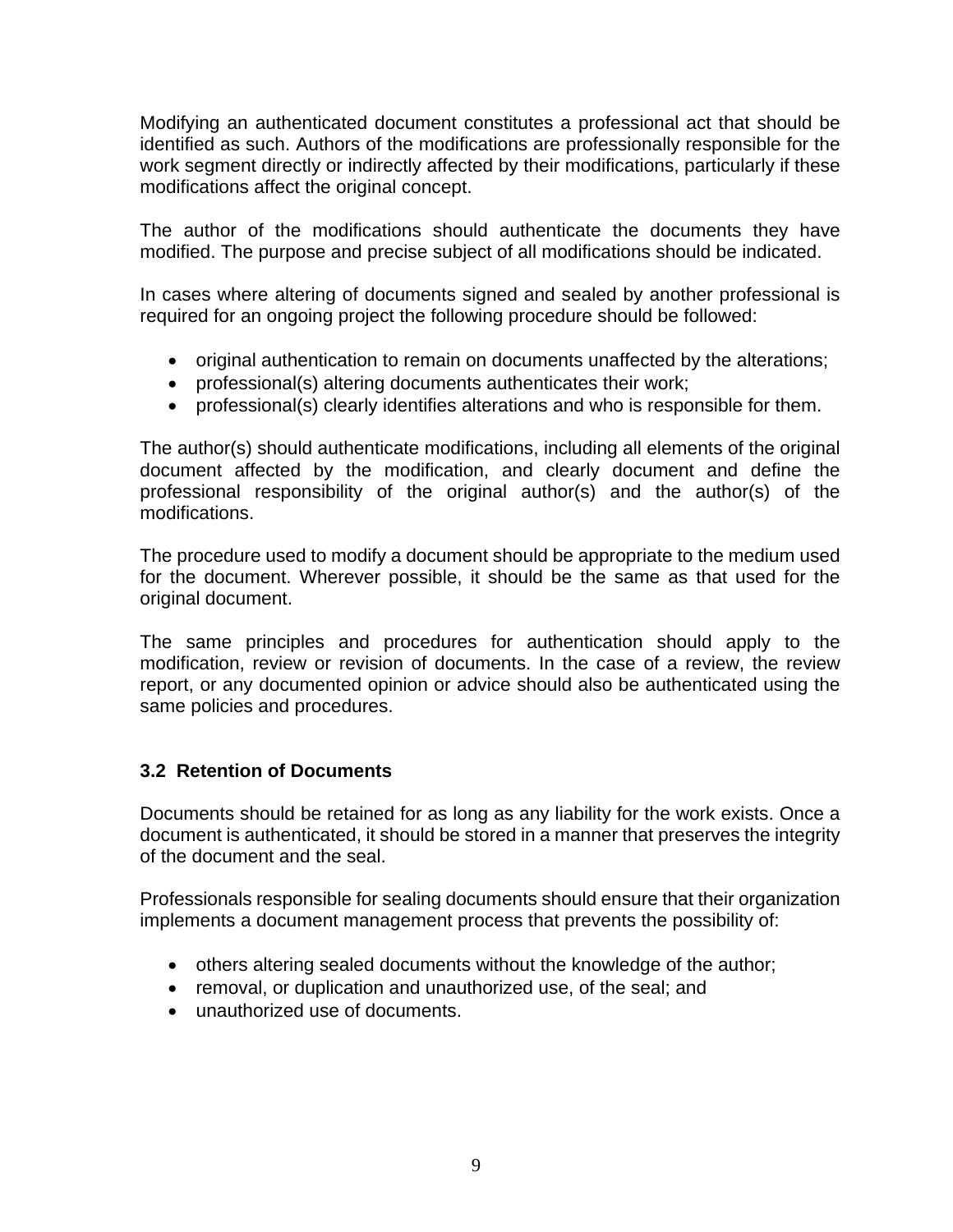Modifying an authenticated document constitutes a professional act that should be identified as such. Authors of the modifications are professionally responsible for the work segment directly or indirectly affected by their modifications, particularly if these modifications affect the original concept.

The author of the modifications should authenticate the documents they have modified. The purpose and precise subject of all modifications should be indicated.

In cases where altering of documents signed and sealed by another professional is required for an ongoing project the following procedure should be followed:

- original authentication to remain on documents unaffected by the alterations;
- professional(s) altering documents authenticates their work;
- professional(s) clearly identifies alterations and who is responsible for them.

The author(s) should authenticate modifications, including all elements of the original document affected by the modification, and clearly document and define the professional responsibility of the original author(s) and the author(s) of the modifications.

The procedure used to modify a document should be appropriate to the medium used for the document. Wherever possible, it should be the same as that used for the original document.

The same principles and procedures for authentication should apply to the modification, review or revision of documents. In the case of a review, the review report, or any documented opinion or advice should also be authenticated using the same policies and procedures.

### 3.2 Retention of Documents

Documents should be retained for as long as any liability for the work exists. Once a document is authenticated, it should be stored in a manner that preserves the integrity of the document and the seal.

Professionals responsible for sealing documents should ensure that their organization implements a document management process that prevents the possibility of:

- others altering sealed documents without the knowledge of the author;
- removal, or duplication and unauthorized use, of the seal; and
- unauthorized use of documents.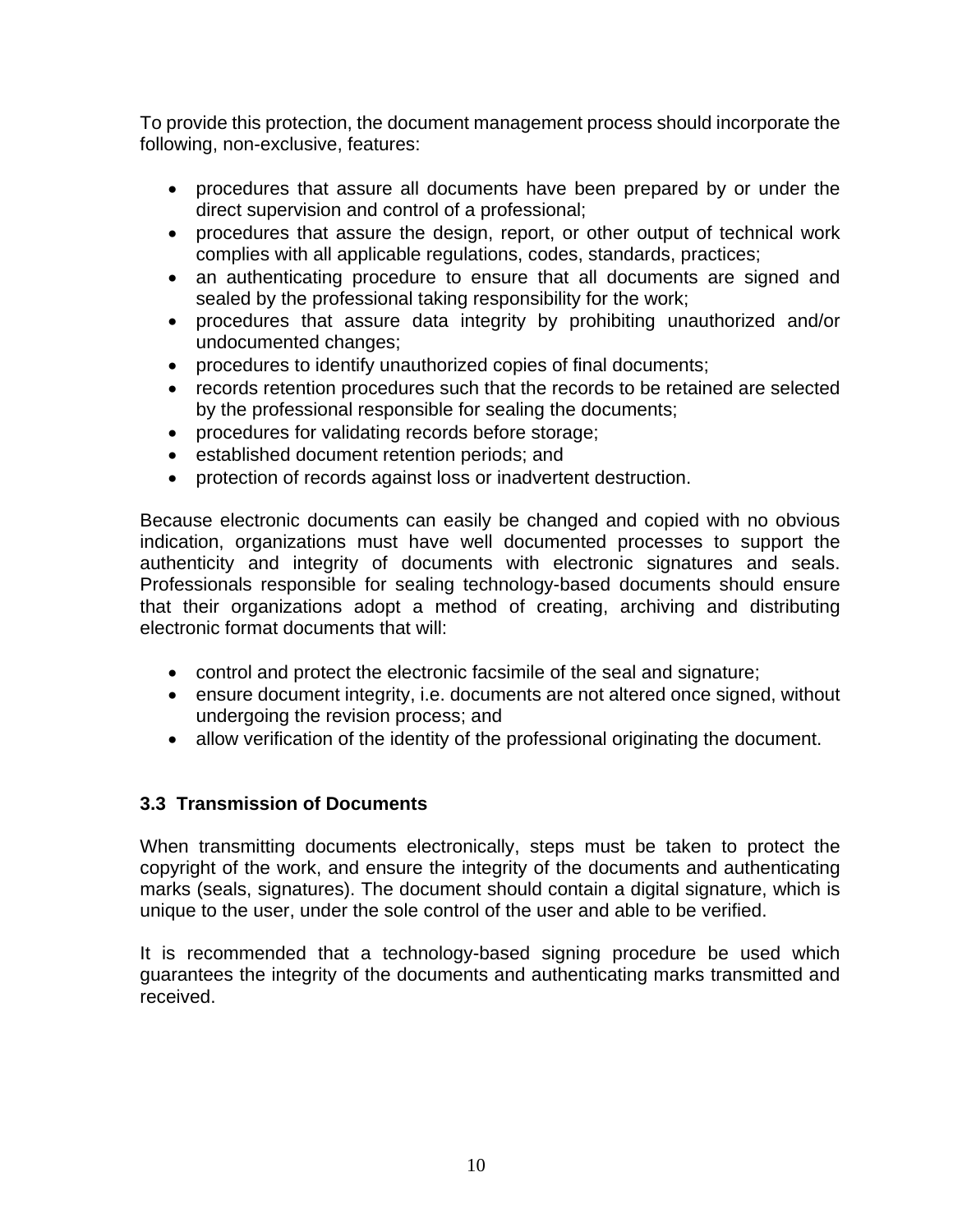To provide this protection, the document management process should incorporate the following, non-exclusive, features:

- procedures that assure all documents have been prepared by or under the direct supervision and control of a professional;
- procedures that assure the design, report, or other output of technical work complies with all applicable regulations, codes, standards, practices;
- an authenticating procedure to ensure that all documents are signed and sealed by the professional taking responsibility for the work;
- procedures that assure data integrity by prohibiting unauthorized and/or undocumented changes;
- procedures to identify unauthorized copies of final documents;
- records retention procedures such that the records to be retained are selected by the professional responsible for sealing the documents;
- procedures for validating records before storage;
- established document retention periods; and
- protection of records against loss or inadvertent destruction.

Because electronic documents can easily be changed and copied with no obvious indication, organizations must have well documented processes to support the authenticity and integrity of documents with electronic signatures and seals. Professionals responsible for sealing technology-based documents should ensure that their organizations adopt a method of creating, archiving and distributing electronic format documents that will:

- control and protect the electronic facsimile of the seal and signature;
- ensure document integrity, i.e. documents are not altered once signed, without undergoing the revision process; and
- allow verification of the identity of the professional originating the document.

### 3.3 Transmission of Documents

When transmitting documents electronically, steps must be taken to protect the copyright of the work, and ensure the integrity of the documents and authenticating marks (seals, signatures). The document should contain a digital signature, which is unique to the user, under the sole control of the user and able to be verified.

It is recommended that a technology-based signing procedure be used which guarantees the integrity of the documents and authenticating marks transmitted and received.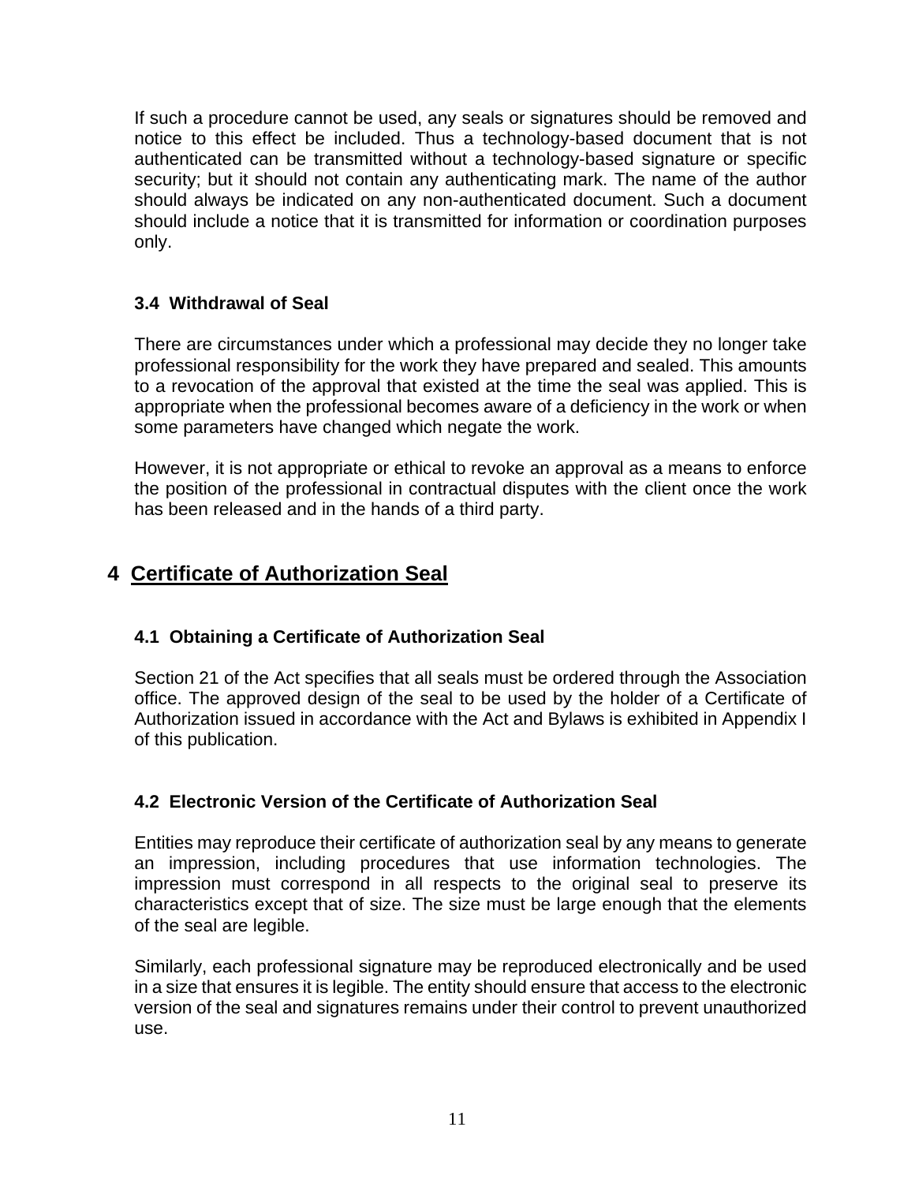If such a procedure cannot be used, any seals or signatures should be removed and notice to this effect be included. Thus a technology-based document that is not authenticated can be transmitted without a technology-based signature or specific security; but it should not contain any authenticating mark. The name of the author should always be indicated on any non-authenticated document. Such a document should include a notice that it is transmitted for information or coordination purposes only.

### 3.4 Withdrawal of Seal

There are circumstances under which a professional may decide they no longer take professional responsibility for the work they have prepared and sealed. This amounts to a revocation of the approval that existed at the time the seal was applied. This is appropriate when the professional becomes aware of a deficiency in the work or when some parameters have changed which negate the work.

However, it is not appropriate or ethical to revoke an approval as a means to enforce the position of the professional in contractual disputes with the client once the work has been released and in the hands of a third party.

## 4 Certificate of Authorization Seal

### 4.1 Obtaining a Certificate of Authorization Seal

Section 21 of the Act specifies that all seals must be ordered through the Association office. The approved design of the seal to be used by the holder of a Certificate of Authorization issued in accordance with the Act and Bylaws is exhibited in Appendix I of this publication.

### 4.2 Electronic Version of the Certificate of Authorization Seal

Entities may reproduce their certificate of authorization seal by any means to generate an impression, including procedures that use information technologies. The impression must correspond in all respects to the original seal to preserve its characteristics except that of size. The size must be large enough that the elements of the seal are legible.

Similarly, each professional signature may be reproduced electronically and be used in a size that ensures it is legible. The entity should ensure that access to the electronic version of the seal and signatures remains under their control to prevent unauthorized use.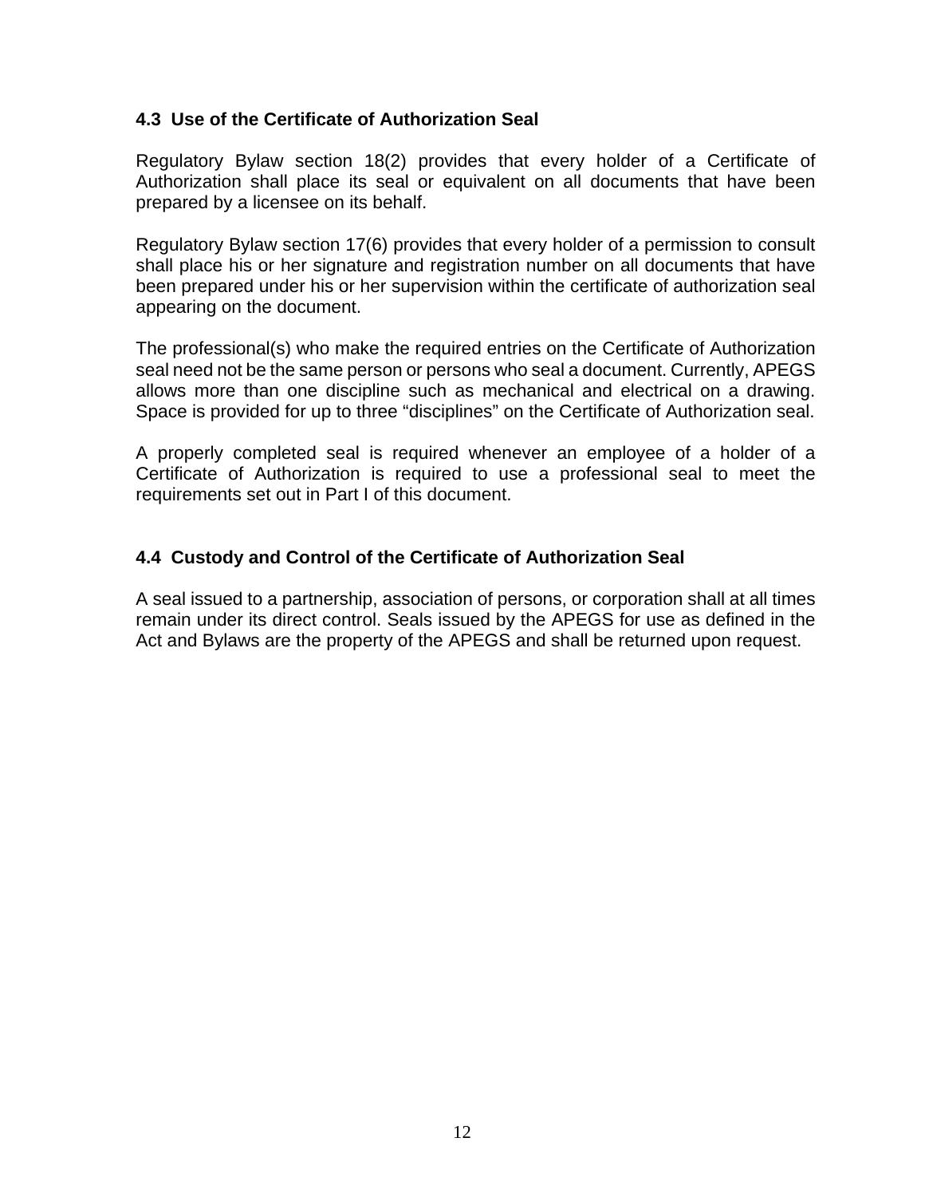### 4.3 Use of the Certificate of Authorization Seal

Regulatory Bylaw section 18(2) provides that every holder of a Certificate of Authorization shall place its seal or equivalent on all documents that have been prepared by a licensee on its behalf.

Regulatory Bylaw section 17(6) provides that every holder of a permission to consult shall place his or her signature and registration number on all documents that have been prepared under his or her supervision within the certificate of authorization seal appearing on the document.

The professional(s) who make the required entries on the Certificate of Authorization seal need not be the same person or persons who seal a document. Currently, APEGS allows more than one discipline such as mechanical and electrical on a drawing. Space is provided for up to three "disciplines" on the Certificate of Authorization seal.

A properly completed seal is required whenever an employee of a holder of a Certificate of Authorization is required to use a professional seal to meet the requirements set out in Part I of this document.

### 4.4 Custody and Control of the Certificate of Authorization Seal

A seal issued to a partnership, association of persons, or corporation shall at all times remain under its direct control. Seals issued by the APEGS for use as defined in the Act and Bylaws are the property of the APEGS and shall be returned upon request.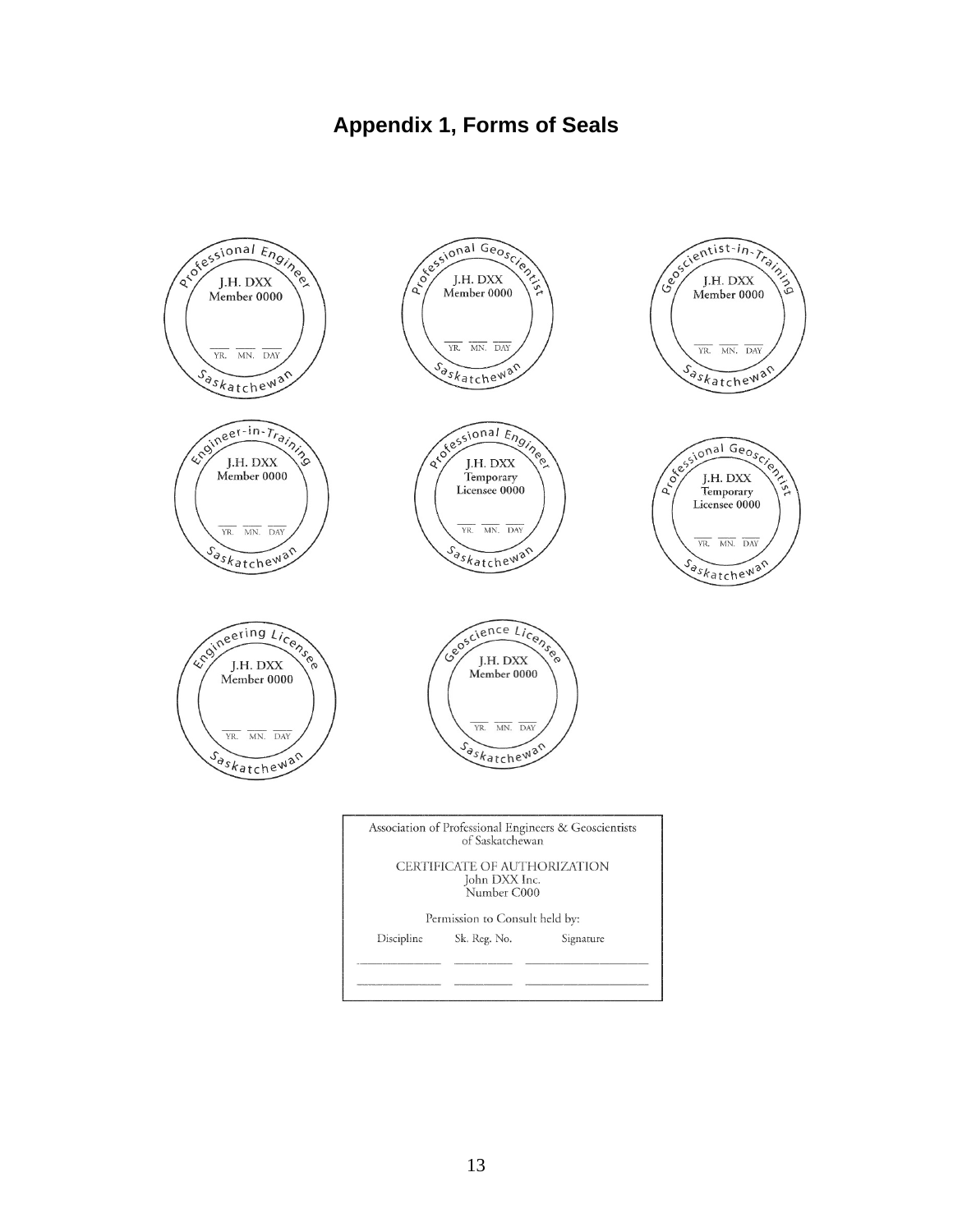# Appendix 1, Forms of Seals

Professional Engineer
J.H. DXX
Member 0000
YR. MN. DAY
Saskatchewan

Professional Geoscientist
J.H. DXX
Member 0000
YR. MN. DAY
Saskatchewan

Geoscientist-in-Training
J.H. DXX
Member 0000
YR. MN. DAY
Saskatchewan

Engineer-in-Training
J.H. DXX
Member 0000
YR. MN. DAY
Saskatchewan

Professional Engineer
J.H. DXX
Temporary
Licensee 0000
YR. MN. DAY
Saskatchewan

Professional Geoscientist
J.H. DXX
Temporary
Licensee 0000
YR. MN. DAY
Saskatchewan

Engineering Licensee
J.H. DXX
Member 0000
YR. MN. DAY
Saskatchewan

Geoscience Licensee
J.H. DXX
Member 0000
YR. MN. DAY
Saskatchewan

Association of Professional Engineers & Geoscientists
of Saskatchewan

CERTIFICATE OF AUTHORIZATION
John DXX Inc.
Number C000

Permission to Consult held by:

| Discipline | Sk. Reg. No. | Signature |
|---|---|---|
| | | |
| | | |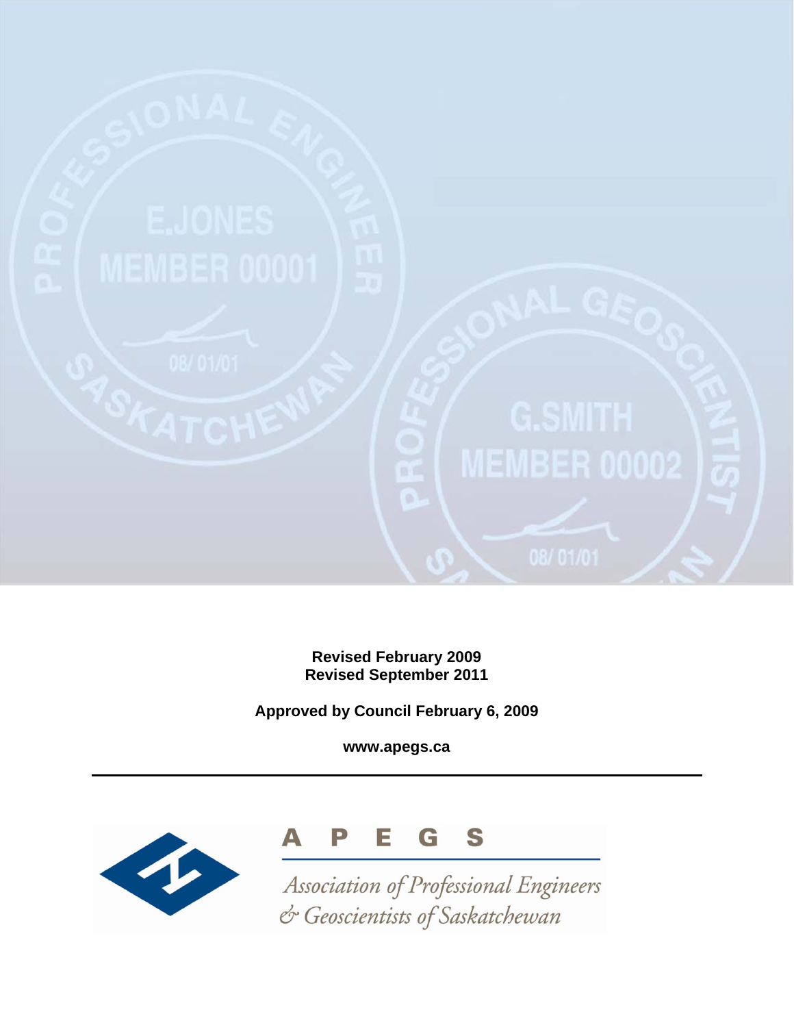**Revised February 2009**
**Revised September 2011**

**Approved by Council February 6, 2009**

**www.apegs.ca**

---

A P E G S

*Association of Professional Engineers & Geoscientists of Saskatchewan*